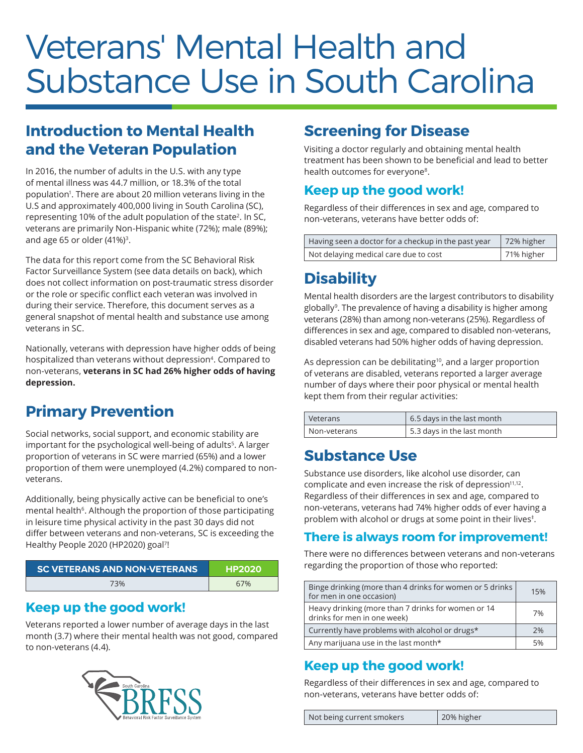# Veterans' Mental Health and Substance Use in South Carolina

## Introduction to Mental Health and the Veteran Population

In 2016, the number of adults in the U.S. with any type of mental illness was 44.7 million, or 18.3% of the total population[1]. There are about 20 million veterans living in the U.S and approximately 400,000 living in South Carolina (SC), representing 10% of the adult population of the state[2]. In SC, veterans are primarily Non-Hispanic white (72%); male (89%); and age 65 or older (41%)[3].

The data for this report come from the SC Behavioral Risk Factor Surveillance System (see data details on back), which does not collect information on post-traumatic stress disorder or the role or specific conflict each veteran was involved in during their service. Therefore, this document serves as a general snapshot of mental health and substance use among veterans in SC.

Nationally, veterans with depression have higher odds of being hospitalized than veterans without depression[4]. Compared to non-veterans, **veterans in SC had 26% higher odds of having depression.**

## Primary Prevention

Social networks, social support, and economic stability are important for the psychological well-being of adults[5]. A larger proportion of veterans in SC were married (65%) and a lower proportion of them were unemployed (4.2%) compared to non-veterans.

Additionally, being physically active can be beneficial to one's mental health[6]. Although the proportion of those participating in leisure time physical activity in the past 30 days did not differ between veterans and non-veterans, SC is exceeding the Healthy People 2020 (HP2020) goal[7]!

| SC VETERANS AND NON-VETERANS | HP2020 |
|---|---|
| 73% | 67% |

### Keep up the good work!

Veterans reported a lower number of average days in the last month (3.7) where their mental health was not good, compared to non-veterans (4.4).

## Screening for Disease

Visiting a doctor regularly and obtaining mental health treatment has been shown to be beneficial and lead to better health outcomes for everyone[8].

### Keep up the good work!

Regardless of their differences in sex and age, compared to non-veterans, veterans have better odds of:

| | |
|---|---|
| Having seen a doctor for a checkup in the past year | 72% higher |
| Not delaying medical care due to cost | 71% higher |

## Disability

Mental health disorders are the largest contributors to disability globally[9]. The prevalence of having a disability is higher among veterans (28%) than among non-veterans (25%). Regardless of differences in sex and age, compared to disabled non-veterans, disabled veterans had 50% higher odds of having depression.

As depression can be debilitating[10], and a larger proportion of veterans are disabled, veterans reported a larger average number of days where their poor physical or mental health kept them from their regular activities:

| | |
|---|---|
| Veterans | 6.5 days in the last month |
| Non-veterans | 5.3 days in the last month |

## Substance Use

Substance use disorders, like alcohol use disorder, can complicate and even increase the risk of depression[11,12]. Regardless of their differences in sex and age, compared to non-veterans, veterans had 74% higher odds of ever having a problem with alcohol or drugs at some point in their lives[‡].

### There is always room for improvement!

There were no differences between veterans and non-veterans regarding the proportion of those who reported:

| | |
|---|---|
| Binge drinking (more than 4 drinks for women or 5 drinks for men in one occasion) | 15% |
| Heavy drinking (more than 7 drinks for women or 14 drinks for men in one week) | 7% |
| Currently have problems with alcohol or drugs* | 2% |
| Any marijuana use in the last month* | 5% |

### Keep up the good work!

Regardless of their differences in sex and age, compared to non-veterans, veterans have better odds of:

| | |
|---|---|
| Not being current smokers | 20% higher |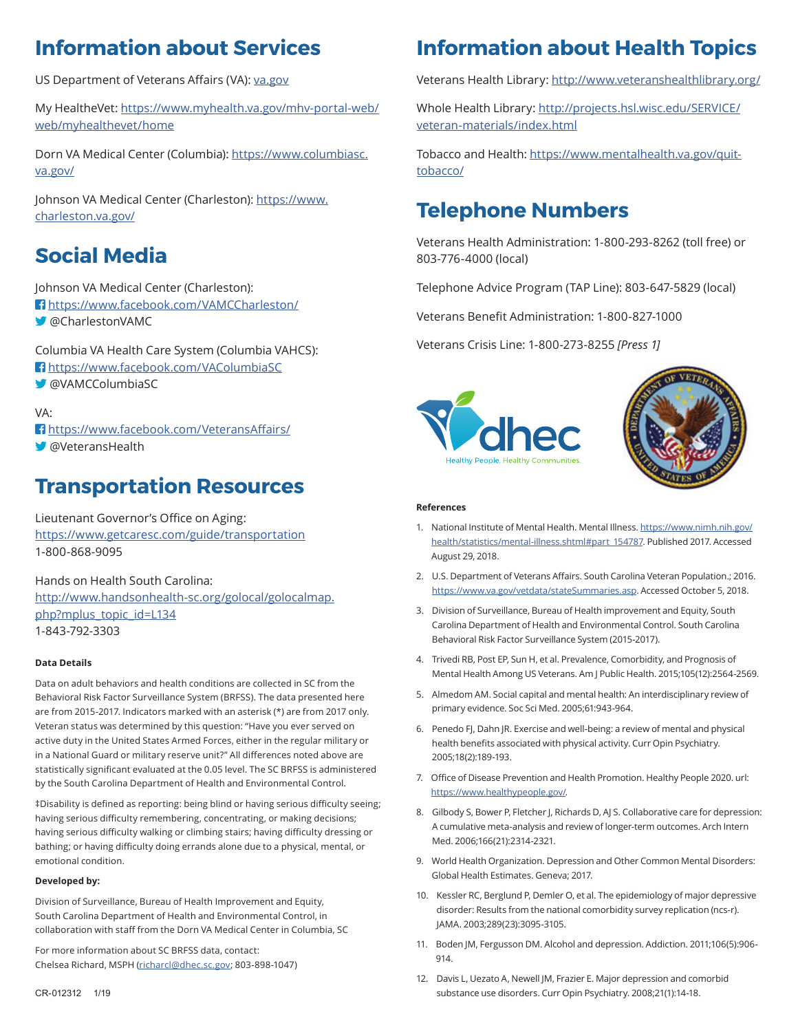## Information about Services

US Department of Veterans Affairs (VA): va.gov

My HealtheVet: https://www.myhealth.va.gov/mhv-portal-web/web/myhealthevet/home

Dorn VA Medical Center (Columbia): https://www.columbiasc.va.gov/

Johnson VA Medical Center (Charleston): https://www.charleston.va.gov/

## Social Media

Johnson VA Medical Center (Charleston):
https://www.facebook.com/VAMCCharleston/
@CharlestonVAMC

Columbia VA Health Care System (Columbia VAHCS):
https://www.facebook.com/VAColumbiaSC
@VAMCColumbiaSC

VA:
https://www.facebook.com/VeteransAffairs/
@VeteransHealth

## Transportation Resources

Lieutenant Governor's Office on Aging:
https://www.getcaresc.com/guide/transportation
1-800-868-9095

Hands on Health South Carolina:
http://www.handsonhealth-sc.org/golocal/golocalmap.php?mplus_topic_id=L134
1-843-792-3303

**Data Details**

Data on adult behaviors and health conditions are collected in SC from the Behavioral Risk Factor Surveillance System (BRFSS). The data presented here are from 2015-2017. Indicators marked with an asterisk (*) are from 2017 only. Veteran status was determined by this question: "Have you ever served on active duty in the United States Armed Forces, either in the regular military or in a National Guard or military reserve unit?" All differences noted above are statistically significant evaluated at the 0.05 level. The SC BRFSS is administered by the South Carolina Department of Health and Environmental Control.

‡Disability is defined as reporting: being blind or having serious difficulty seeing; having serious difficulty remembering, concentrating, or making decisions; having serious difficulty walking or climbing stairs; having difficulty dressing or bathing; or having difficulty doing errands alone due to a physical, mental, or emotional condition.

**Developed by:**

Division of Surveillance, Bureau of Health Improvement and Equity, South Carolina Department of Health and Environmental Control, in collaboration with staff from the Dorn VA Medical Center in Columbia, SC

For more information about SC BRFSS data, contact:
Chelsea Richard, MSPH (richarcl@dhec.sc.gov; 803-898-1047)

CR-012312 1/19

## Information about Health Topics

Veterans Health Library: http://www.veteranshealthlibrary.org/

Whole Health Library: http://projects.hsl.wisc.edu/SERVICE/veteran-materials/index.html

Tobacco and Health: https://www.mentalhealth.va.gov/quit-tobacco/

## Telephone Numbers

Veterans Health Administration: 1-800-293-8262 (toll free) or 803-776-4000 (local)

Telephone Advice Program (TAP Line): 803-647-5829 (local)

Veterans Benefit Administration: 1-800-827-1000

Veterans Crisis Line: 1-800-273-8255 *[Press 1]*

dhec
Healthy People. Healthy Communities.

**References**

1. National Institute of Mental Health. Mental Illness. https://www.nimh.nih.gov/health/statistics/mental-illness.shtml#part_154787. Published 2017. Accessed August 29, 2018.
2. U.S. Department of Veterans Affairs. South Carolina Veteran Population.; 2016. https://www.va.gov/vetdata/stateSummaries.asp. Accessed October 5, 2018.
3. Division of Surveillance, Bureau of Health improvement and Equity, South Carolina Department of Health and Environmental Control. South Carolina Behavioral Risk Factor Surveillance System (2015-2017).
4. Trivedi RB, Post EP, Sun H, et al. Prevalence, Comorbidity, and Prognosis of Mental Health Among US Veterans. Am J Public Health. 2015;105(12):2564-2569.
5. Almedom AM. Social capital and mental health: An interdisciplinary review of primary evidence. Soc Sci Med. 2005;61:943-964.
6. Penedo FJ, Dahn JR. Exercise and well-being: a review of mental and physical health benefits associated with physical activity. Curr Opin Psychiatry. 2005;18(2):189-193.
7. Office of Disease Prevention and Health Promotion. Healthy People 2020. url: https://www.healthypeople.gov/.
8. Gilbody S, Bower P, Fletcher J, Richards D, AJ S. Collaborative care for depression: A cumulative meta-analysis and review of longer-term outcomes. Arch Intern Med. 2006;166(21):2314-2321.
9. World Health Organization. Depression and Other Common Mental Disorders: Global Health Estimates. Geneva; 2017.
10. Kessler RC, Berglund P, Demler O, et al. The epidemiology of major depressive disorder: Results from the national comorbidity survey replication (ncs-r). JAMA. 2003;289(23):3095-3105.
11. Boden JM, Fergusson DM. Alcohol and depression. Addiction. 2011;106(5):906-914.
12. Davis L, Uezato A, Newell JM, Frazier E. Major depression and comorbid substance use disorders. Curr Opin Psychiatry. 2008;21(1):14-18.